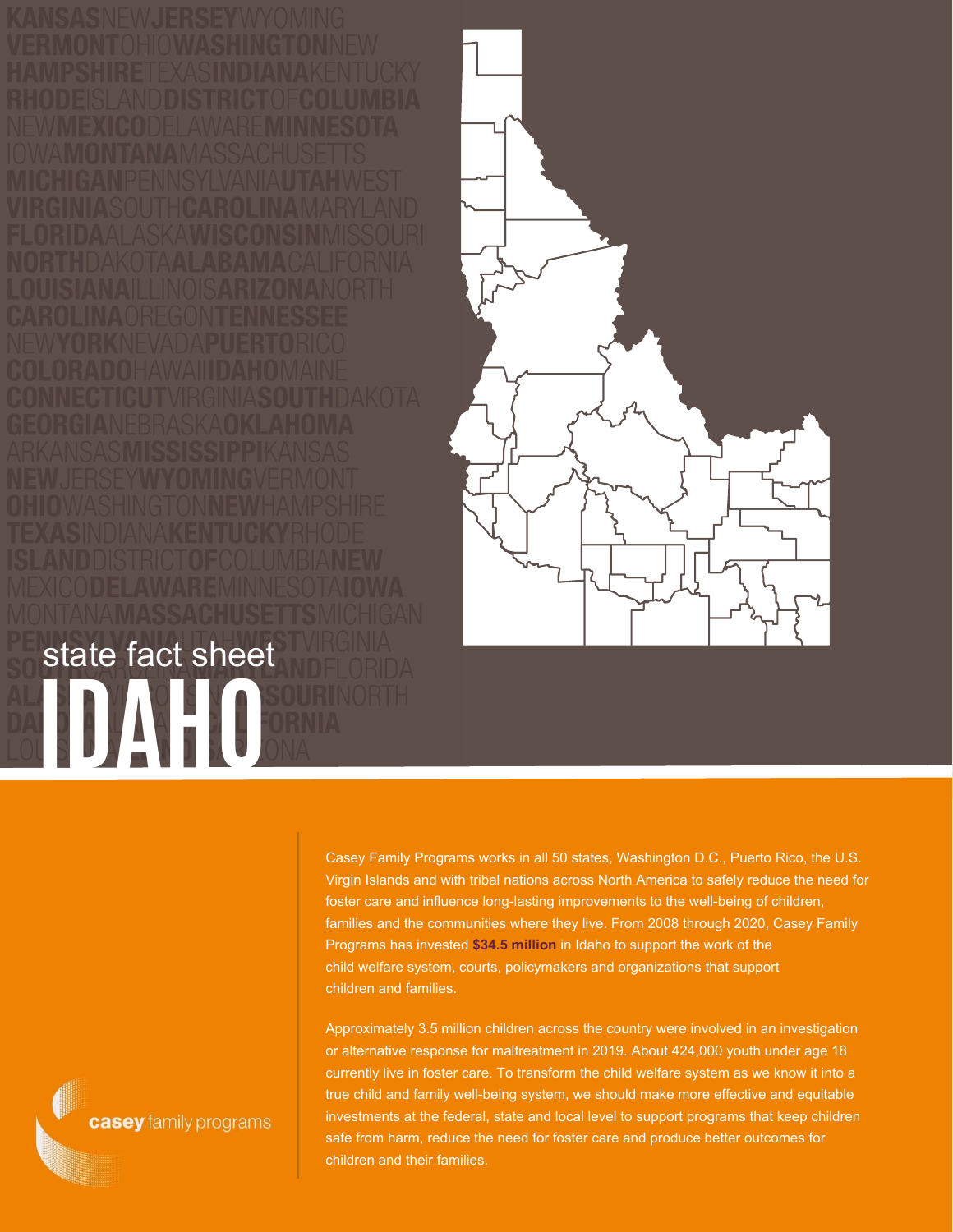# state fact sheet IDAHO

Casey Family Programs works in all 50 states, Washington D.C., Puerto Rico, the U.S. Virgin Islands and with tribal nations across North America to safely reduce the need for foster care and influence long-lasting improvements to the well-being of children, families and the communities where they live. From 2008 through 2020, Casey Family Programs has invested **$34.5 million** in Idaho to support the work of the child welfare system, courts, policymakers and organizations that support children and families.

Approximately 3.5 million children across the country were involved in an investigation or alternative response for maltreatment in 2019. About 424,000 youth under age 18 currently live in foster care. To transform the child welfare system as we know it into a true child and family well-being system, we should make more effective and equitable investments at the federal, state and local level to support programs that keep children safe from harm, reduce the need for foster care and produce better outcomes for children and their families.

casey family programs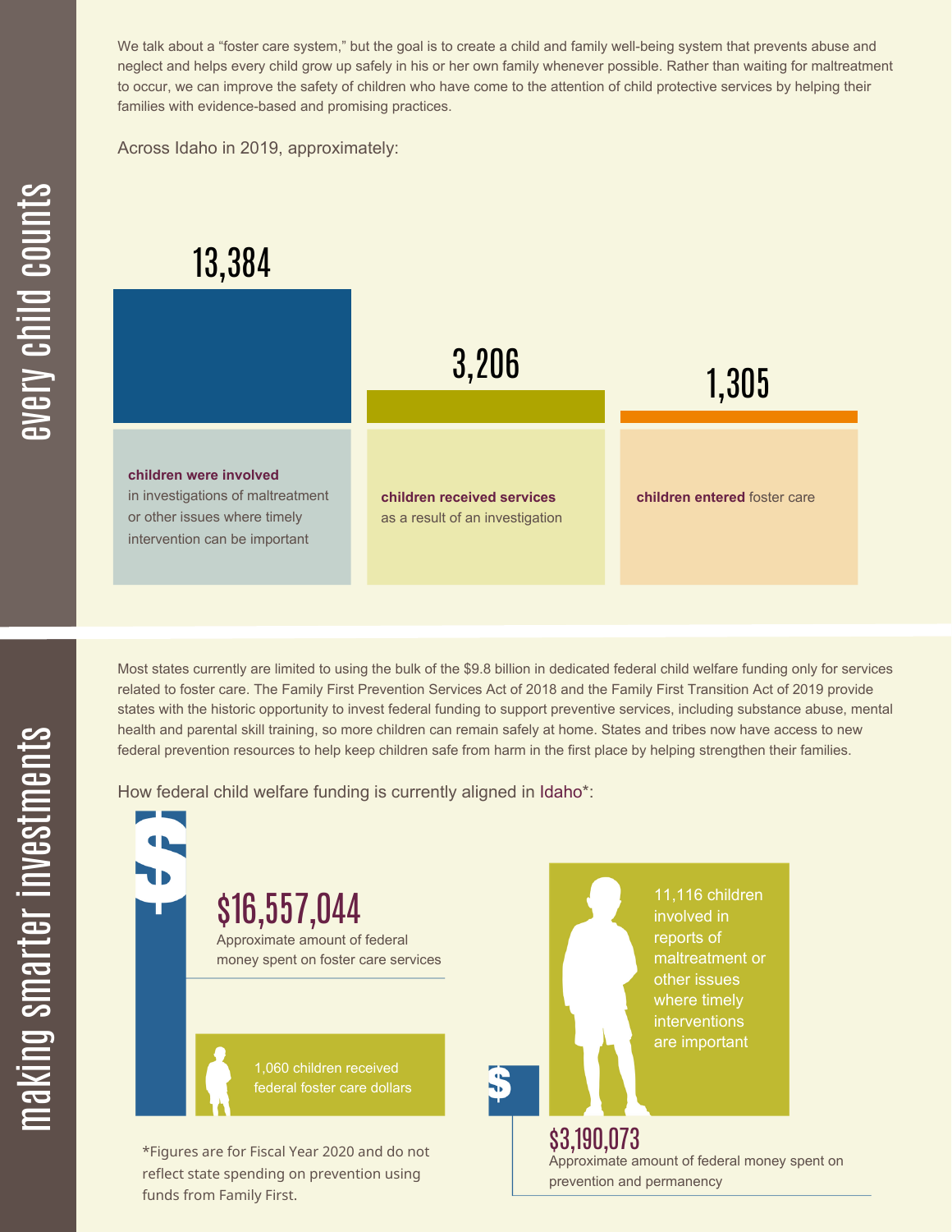## every child counts

We talk about a "foster care system," but the goal is to create a child and family well-being system that prevents abuse and neglect and helps every child grow up safely in his or her own family whenever possible. Rather than waiting for maltreatment to occur, we can improve the safety of children who have come to the attention of child protective services by helping their families with evidence-based and promising practices.

Across Idaho in 2019, approximately:

**13,384**

**children were involved** in investigations of maltreatment or other issues where timely intervention can be important

**3,206**

**children received services** as a result of an investigation

**1,305**

**children entered** foster care

## making smarter investments

Most states currently are limited to using the bulk of the $9.8 billion in dedicated federal child welfare funding only for services related to foster care. The Family First Prevention Services Act of 2018 and the Family First Transition Act of 2019 provide states with the historic opportunity to invest federal funding to support preventive services, including substance abuse, mental health and parental skill training, so more children can remain safely at home. States and tribes now have access to new federal prevention resources to help keep children safe from harm in the first place by helping strengthen their families.

How federal child welfare funding is currently aligned in Idaho*:

**$16,557,044**
Approximate amount of federal money spent on foster care services

1,060 children received federal foster care dollars

11,116 children involved in reports of maltreatment or other issues where timely interventions are important

**$3,190,073**
Approximate amount of federal money spent on prevention and permanency

*Figures are for Fiscal Year 2020 and do not reflect state spending on prevention using funds from Family First.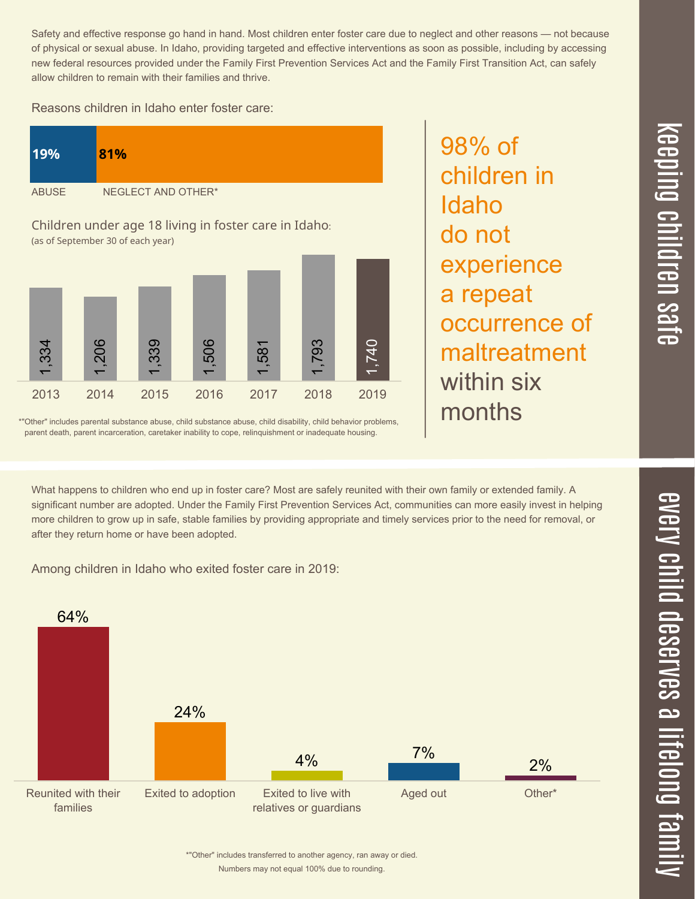## Keeping children safe

Safety and effective response go hand in hand. Most children enter foster care due to neglect and other reasons — not because of physical or sexual abuse. In Idaho, providing targeted and effective interventions as soon as possible, including by accessing new federal resources provided under the Family First Prevention Services Act and the Family First Transition Act, can safely allow children to remain with their families and thrive.

Reasons children in Idaho enter foster care:

| ABUSE | NEGLECT AND OTHER* |
|---|---|
| 19% | 81% |

Children under age 18 living in foster care in Idaho:
(as of September 30 of each year)

| 2013 | 2014 | 2015 | 2016 | 2017 | 2018 | 2019 |
|---|---|---|---|---|---|---|
| 1,334 | 1,206 | 1,339 | 1,506 | 1,581 | 1,793 | 1,740 |

*"Other" includes parental substance abuse, child substance abuse, child disability, child behavior problems, parent death, parent incarceration, caretaker inability to cope, relinquishment or inadequate housing.

98% of children in Idaho do not experience a repeat occurrence of maltreatment within six months

## Every child deserves a lifelong family

What happens to children who end up in foster care? Most are safely reunited with their own family or extended family. A significant number are adopted. Under the Family First Prevention Services Act, communities can more easily invest in helping more children to grow up in safe, stable families by providing appropriate and timely services prior to the need for removal, or after they return home or have been adopted.

Among children in Idaho who exited foster care in 2019:

| Reunited with their families | Exited to adoption | Exited to live with relatives or guardians | Aged out | Other* |
|---|---|---|---|---|
| 64% | 24% | 4% | 7% | 2% |

*"Other" includes transferred to another agency, ran away or died.
Numbers may not equal 100% due to rounding.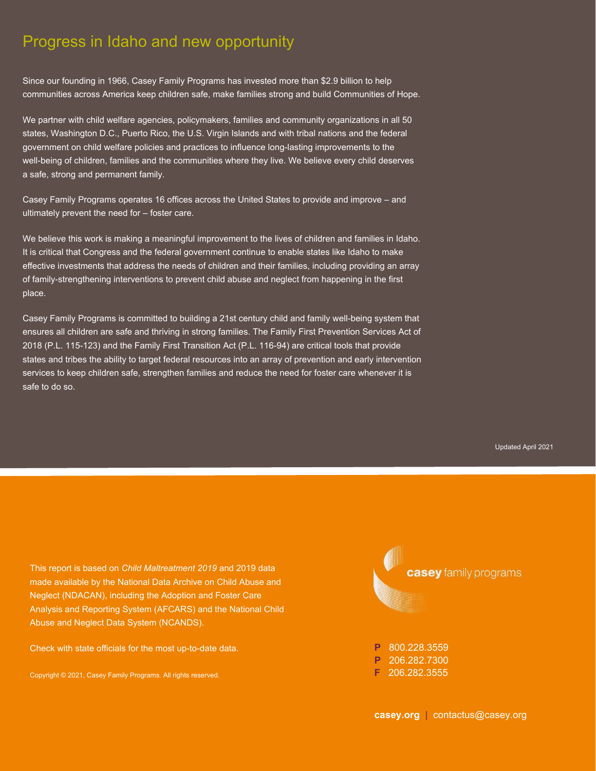## Progress in Idaho and new opportunity

Since our founding in 1966, Casey Family Programs has invested more than $2.9 billion to help communities across America keep children safe, make families strong and build Communities of Hope.

We partner with child welfare agencies, policymakers, families and community organizations in all 50 states, Washington D.C., Puerto Rico, the U.S. Virgin Islands and with tribal nations and the federal government on child welfare policies and practices to influence long-lasting improvements to the well-being of children, families and the communities where they live. We believe every child deserves a safe, strong and permanent family.

Casey Family Programs operates 16 offices across the United States to provide and improve – and ultimately prevent the need for – foster care.

We believe this work is making a meaningful improvement to the lives of children and families in Idaho. It is critical that Congress and the federal government continue to enable states like Idaho to make effective investments that address the needs of children and their families, including providing an array of family-strengthening interventions to prevent child abuse and neglect from happening in the first place.

Casey Family Programs is committed to building a 21st century child and family well-being system that ensures all children are safe and thriving in strong families. The Family First Prevention Services Act of 2018 (P.L. 115-123) and the Family First Transition Act (P.L. 116-94) are critical tools that provide states and tribes the ability to target federal resources into an array of prevention and early intervention services to keep children safe, strengthen families and reduce the need for foster care whenever it is safe to do so.

Updated April 2021

This report is based on *Child Maltreatment 2019* and 2019 data made available by the National Data Archive on Child Abuse and Neglect (NDACAN), including the Adoption and Foster Care Analysis and Reporting System (AFCARS) and the National Child Abuse and Neglect Data System (NCANDS).

Check with state officials for the most up-to-date data.

Copyright © 2021, Casey Family Programs. All rights reserved.

**casey** family programs

**P** 800.228.3559
**P** 206.282.7300
**F** 206.282.3555

**casey.org** | contactus@casey.org